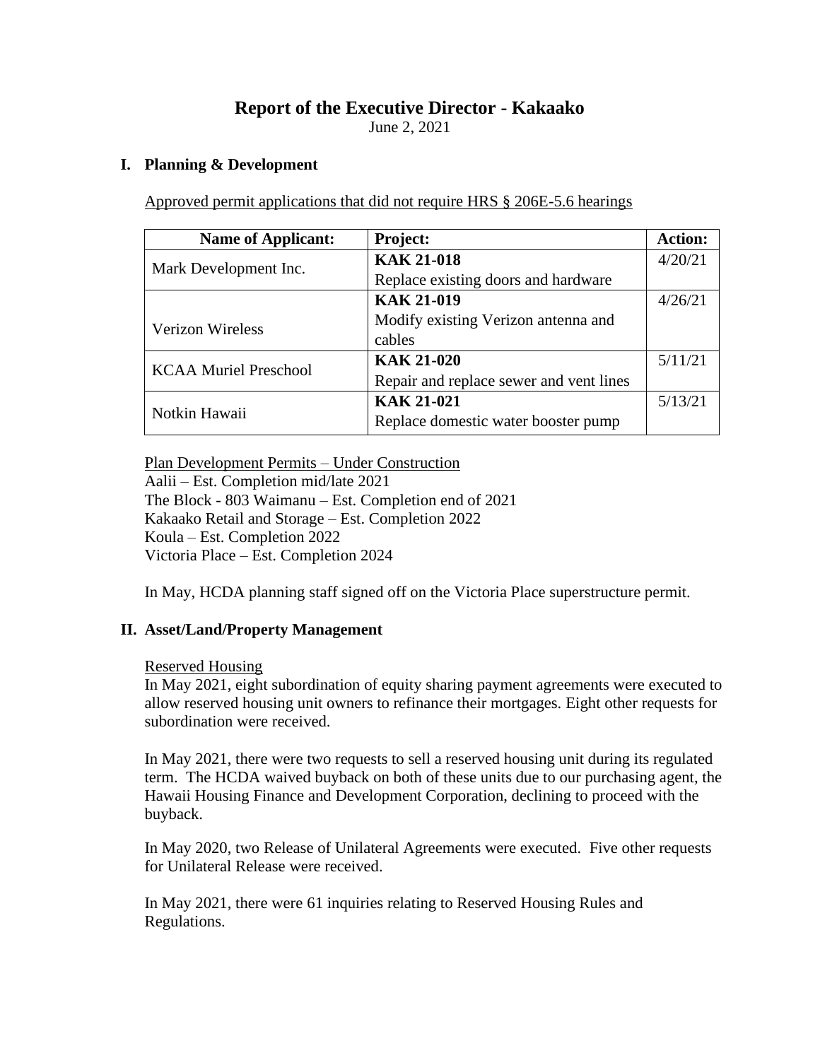# Report of the Executive Director - Kakaako

June 2, 2021

## I. Planning & Development

Approved permit applications that did not require HRS § 206E-5.6 hearings

| Name of Applicant: | Project: | Action: |
|---|---|---|
| Mark Development Inc. | **KAK 21-018**<br>Replace existing doors and hardware | 4/20/21 |
| Verizon Wireless | **KAK 21-019**<br>Modify existing Verizon antenna and cables | 4/26/21 |
| KCAA Muriel Preschool | **KAK 21-020**<br>Repair and replace sewer and vent lines | 5/11/21 |
| Notkin Hawaii | **KAK 21-021**<br>Replace domestic water booster pump | 5/13/21 |

Plan Development Permits – Under Construction

Aalii – Est. Completion mid/late 2021
The Block - 803 Waimanu – Est. Completion end of 2021
Kakaako Retail and Storage – Est. Completion 2022
Koula – Est. Completion 2022
Victoria Place – Est. Completion 2024

In May, HCDA planning staff signed off on the Victoria Place superstructure permit.

## II. Asset/Land/Property Management

Reserved Housing

In May 2021, eight subordination of equity sharing payment agreements were executed to allow reserved housing unit owners to refinance their mortgages. Eight other requests for subordination were received.

In May 2021, there were two requests to sell a reserved housing unit during its regulated term. The HCDA waived buyback on both of these units due to our purchasing agent, the Hawaii Housing Finance and Development Corporation, declining to proceed with the buyback.

In May 2020, two Release of Unilateral Agreements were executed. Five other requests for Unilateral Release were received.

In May 2021, there were 61 inquiries relating to Reserved Housing Rules and Regulations.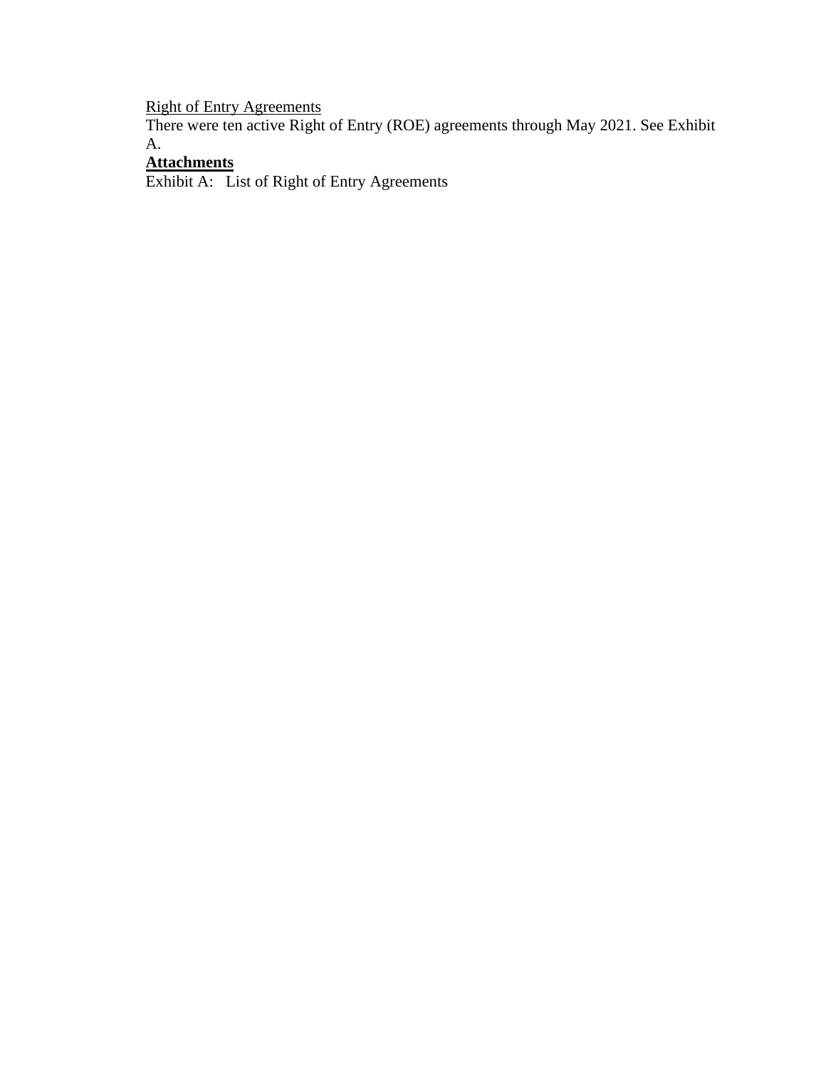Right of Entry Agreements

There were ten active Right of Entry (ROE) agreements through May 2021. See Exhibit A.

**Attachments**

Exhibit A: List of Right of Entry Agreements